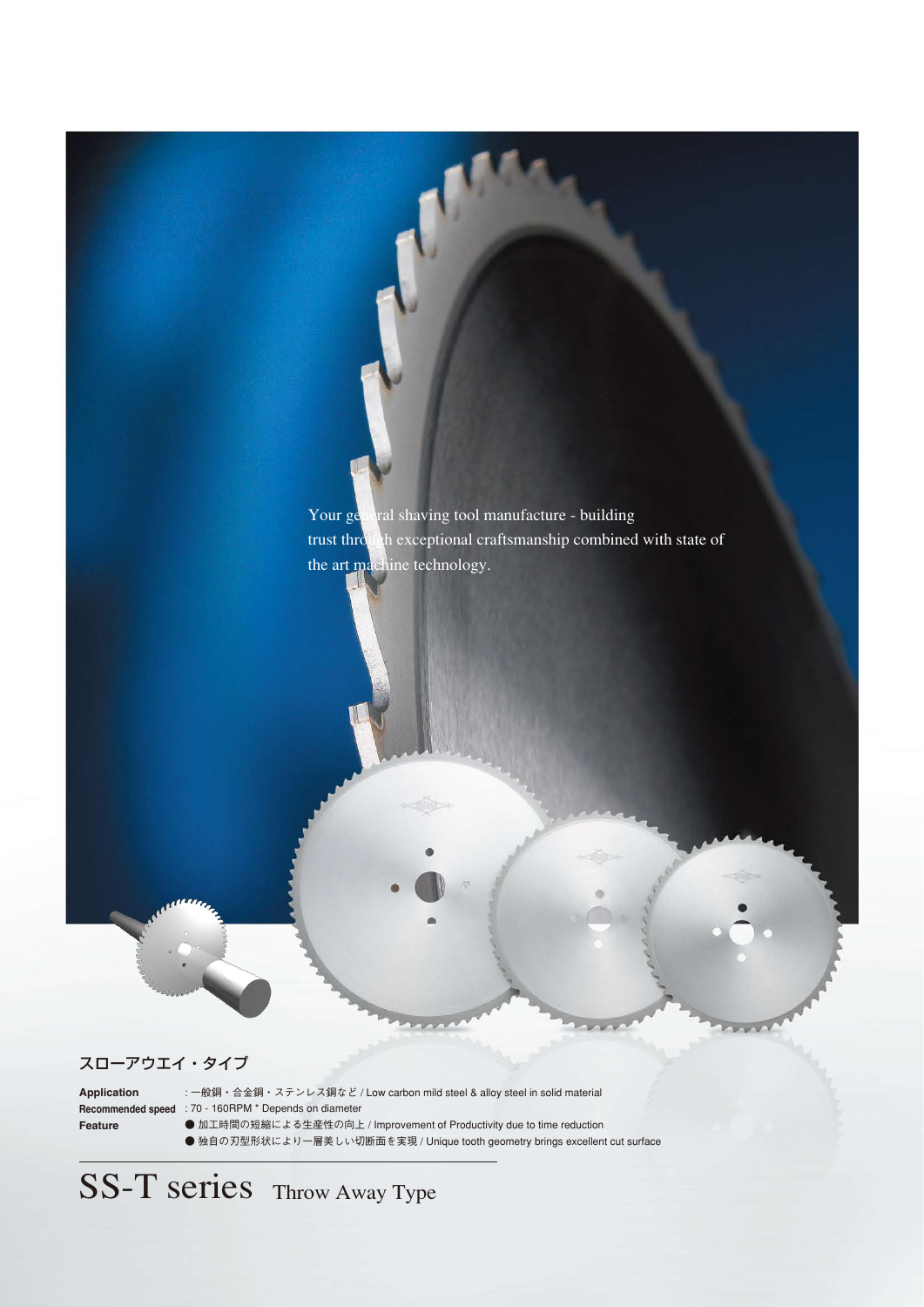Your general shaving tool manufacture - building trust through exceptional craftsmanship combined with state of the art machine technology.

スローアウエイ・タイプ

**Application** : 一般鋼・合金鋼・ステンレス鋼など / Low carbon mild steel & alloy steel in solid material

**Recommended speed** : 70 - 160RPM * Depends on diameter

**Feature**
- 加工時間の短縮による生産性の向上 / Improvement of Productivity due to time reduction
- 独自の刃型形状により一層美しい切断面を実現 / Unique tooth geometry brings excellent cut surface

# SS-T series Throw Away Type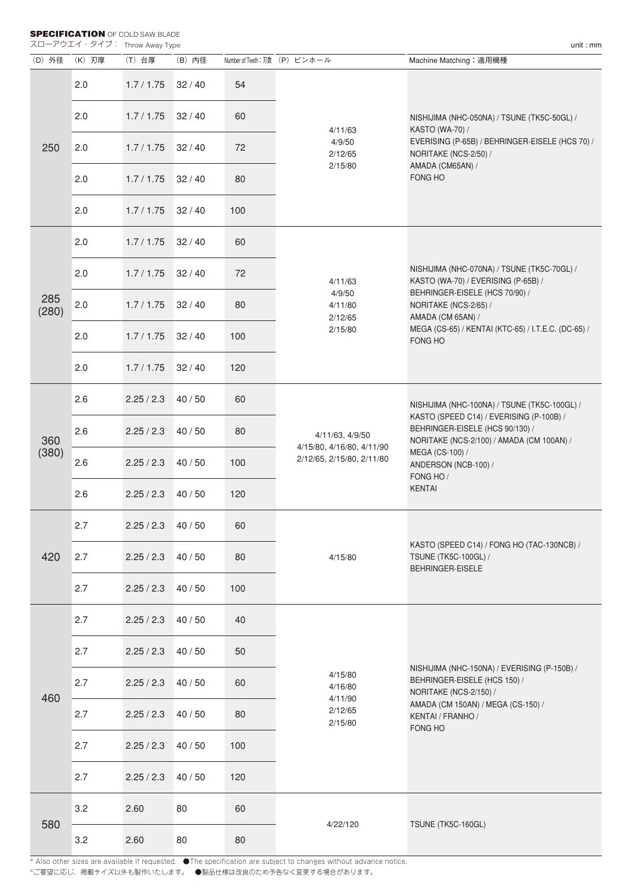**SPECIFICATION** OF COLD SAW BLADE

スローアウエイ・タイプ： Throw Away Type

unit : mm

| (D) 外径 | (K) 刃厚 | (T) 台厚 | (B) 内径 | Number of Teeth：刃数 | (P) ピンホール | Machine Matching：適用機種 |
|---|---|---|---|---|---|---|
| 250 | 2.0 | 1.7 / 1.75 | 32 / 40 | 54 | 4/11/63<br>4/9/50<br>2/12/65<br>2/15/80 | NISHIJIMA (NHC-050NA) / TSUNE (TK5C-50GL) / KASTO (WA-70) / EVERISING (P-65B) / BEHRINGER-EISELE (HCS 70) / NORITAKE (NCS-2/50) / AMADA (CM65AN) / FONG HO |
| | 2.0 | 1.7 / 1.75 | 32 / 40 | 60 | | |
| | 2.0 | 1.7 / 1.75 | 32 / 40 | 72 | | |
| | 2.0 | 1.7 / 1.75 | 32 / 40 | 80 | | |
| | 2.0 | 1.7 / 1.75 | 32 / 40 | 100 | | |
| 285<br>(280) | 2.0 | 1.7 / 1.75 | 32 / 40 | 60 | 4/11/63<br>4/9/50<br>4/11/80<br>2/12/65<br>2/15/80 | NISHIJIMA (NHC-070NA) / TSUNE (TK5C-70GL) / KASTO (WA-70) / EVERISING (P-65B) / BEHRINGER-EISELE (HCS 70/90) / NORITAKE (NCS-2/65) / AMADA (CM 65AN) / MEGA (CS-65) / KENTAI (KTC-65) / I.T.E.C. (DC-65) / FONG HO |
| | 2.0 | 1.7 / 1.75 | 32 / 40 | 72 | | |
| | 2.0 | 1.7 / 1.75 | 32 / 40 | 80 | | |
| | 2.0 | 1.7 / 1.75 | 32 / 40 | 100 | | |
| | 2.0 | 1.7 / 1.75 | 32 / 40 | 120 | | |
| 360<br>(380) | 2.6 | 2.25 / 2.3 | 40 / 50 | 60 | 4/11/63, 4/9/50<br>4/15/80, 4/16/80, 4/11/90<br>2/12/65, 2/15/80, 2/11/80 | NISHIJIMA (NHC-100NA) / TSUNE (TK5C-100GL) / KASTO (SPEED C14) / EVERISING (P-100B) / BEHRINGER-EISELE (HCS 90/130) / NORITAKE (NCS-2/100) / AMADA (CM 100AN) / MEGA (CS-100) / ANDERSON (NCB-100) / FONG HO / KENTAI |
| | 2.6 | 2.25 / 2.3 | 40 / 50 | 80 | | |
| | 2.6 | 2.25 / 2.3 | 40 / 50 | 100 | | |
| | 2.6 | 2.25 / 2.3 | 40 / 50 | 120 | | |
| 420 | 2.7 | 2.25 / 2.3 | 40 / 50 | 60 | 4/15/80 | KASTO (SPEED C14) / FONG HO (TAC-130NCB) / TSUNE (TK5C-100GL) / BEHRINGER-EISELE |
| | 2.7 | 2.25 / 2.3 | 40 / 50 | 80 | | |
| | 2.7 | 2.25 / 2.3 | 40 / 50 | 100 | | |
| 460 | 2.7 | 2.25 / 2.3 | 40 / 50 | 40 | 4/15/80<br>4/16/80<br>4/11/90<br>2/12/65<br>2/15/80 | NISHIJIMA (NHC-150NA) / EVERISING (P-150B) / BEHRINGER-EISELE (HCS 150) / NORITAKE (NCS-2/150) / AMADA (CM 150AN) / MEGA (CS-150) / KENTAI / FRANHO / FONG HO |
| | 2.7 | 2.25 / 2.3 | 40 / 50 | 50 | | |
| | 2.7 | 2.25 / 2.3 | 40 / 50 | 60 | | |
| | 2.7 | 2.25 / 2.3 | 40 / 50 | 80 | | |
| | 2.7 | 2.25 / 2.3 | 40 / 50 | 100 | | |
| | 2.7 | 2.25 / 2.3 | 40 / 50 | 120 | | |
| 580 | 3.2 | 2.60 | 80 | 60 | 4/22/120 | TSUNE (TK5C-160GL) |
| | 3.2 | 2.60 | 80 | 80 | | |

* Also other sizes are available if requested. ●The specification are subject to changes without advance notice.

*ご要望に応じ、掲載サイズ以外も製作いたします。 ●製品仕様は改良のため予告なく変更する場合があります。